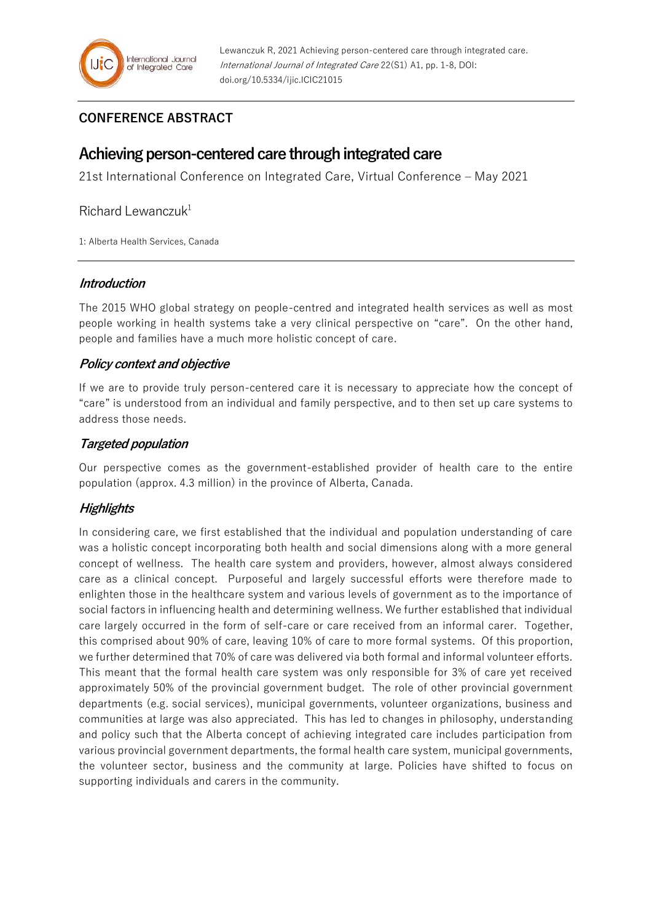Lewanczuk R, 2021 Achieving person-centered care through integrated care. *International Journal of Integrated Care* 22(S1) A1, pp. 1-8, DOI: doi.org/10.5334/ijic.ICIC21015

**CONFERENCE ABSTRACT**

# Achieving person-centered care through integrated care

21st International Conference on Integrated Care, Virtual Conference – May 2021

Richard Lewanczuk[1]

1: Alberta Health Services, Canada

## *Introduction*

The 2015 WHO global strategy on people-centred and integrated health services as well as most people working in health systems take a very clinical perspective on "care". On the other hand, people and families have a much more holistic concept of care.

## *Policy context and objective*

If we are to provide truly person-centered care it is necessary to appreciate how the concept of "care" is understood from an individual and family perspective, and to then set up care systems to address those needs.

## *Targeted population*

Our perspective comes as the government-established provider of health care to the entire population (approx. 4.3 million) in the province of Alberta, Canada.

## *Highlights*

In considering care, we first established that the individual and population understanding of care was a holistic concept incorporating both health and social dimensions along with a more general concept of wellness. The health care system and providers, however, almost always considered care as a clinical concept. Purposeful and largely successful efforts were therefore made to enlighten those in the healthcare system and various levels of government as to the importance of social factors in influencing health and determining wellness. We further established that individual care largely occurred in the form of self-care or care received from an informal carer. Together, this comprised about 90% of care, leaving 10% of care to more formal systems. Of this proportion, we further determined that 70% of care was delivered via both formal and informal volunteer efforts. This meant that the formal health care system was only responsible for 3% of care yet received approximately 50% of the provincial government budget. The role of other provincial government departments (e.g. social services), municipal governments, volunteer organizations, business and communities at large was also appreciated. This has led to changes in philosophy, understanding and policy such that the Alberta concept of achieving integrated care includes participation from various provincial government departments, the formal health care system, municipal governments, the volunteer sector, business and the community at large. Policies have shifted to focus on supporting individuals and carers in the community.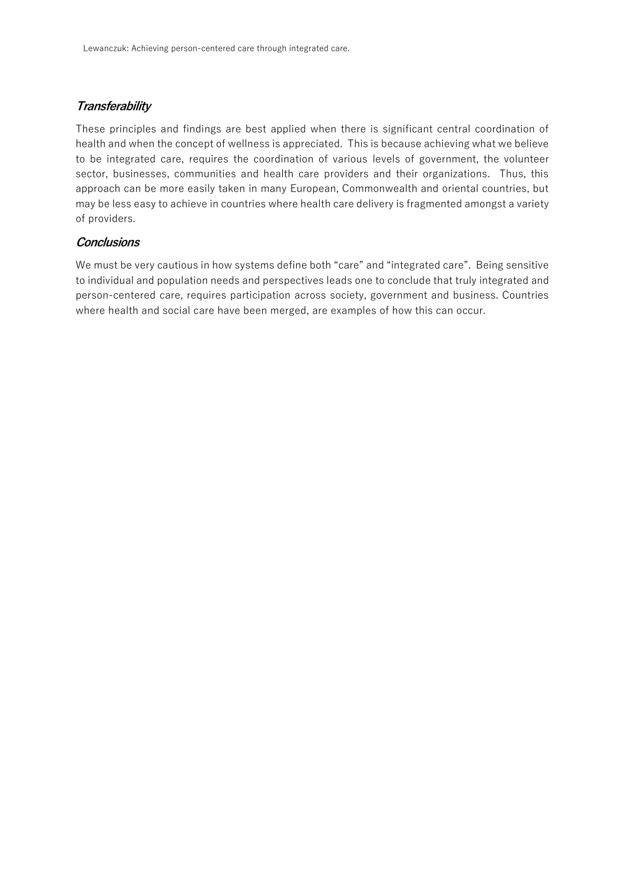### *Transferability*

These principles and findings are best applied when there is significant central coordination of health and when the concept of wellness is appreciated. This is because achieving what we believe to be integrated care, requires the coordination of various levels of government, the volunteer sector, businesses, communities and health care providers and their organizations. Thus, this approach can be more easily taken in many European, Commonwealth and oriental countries, but may be less easy to achieve in countries where health care delivery is fragmented amongst a variety of providers.

### *Conclusions*

We must be very cautious in how systems define both "care" and "integrated care". Being sensitive to individual and population needs and perspectives leads one to conclude that truly integrated and person-centered care, requires participation across society, government and business. Countries where health and social care have been merged, are examples of how this can occur.